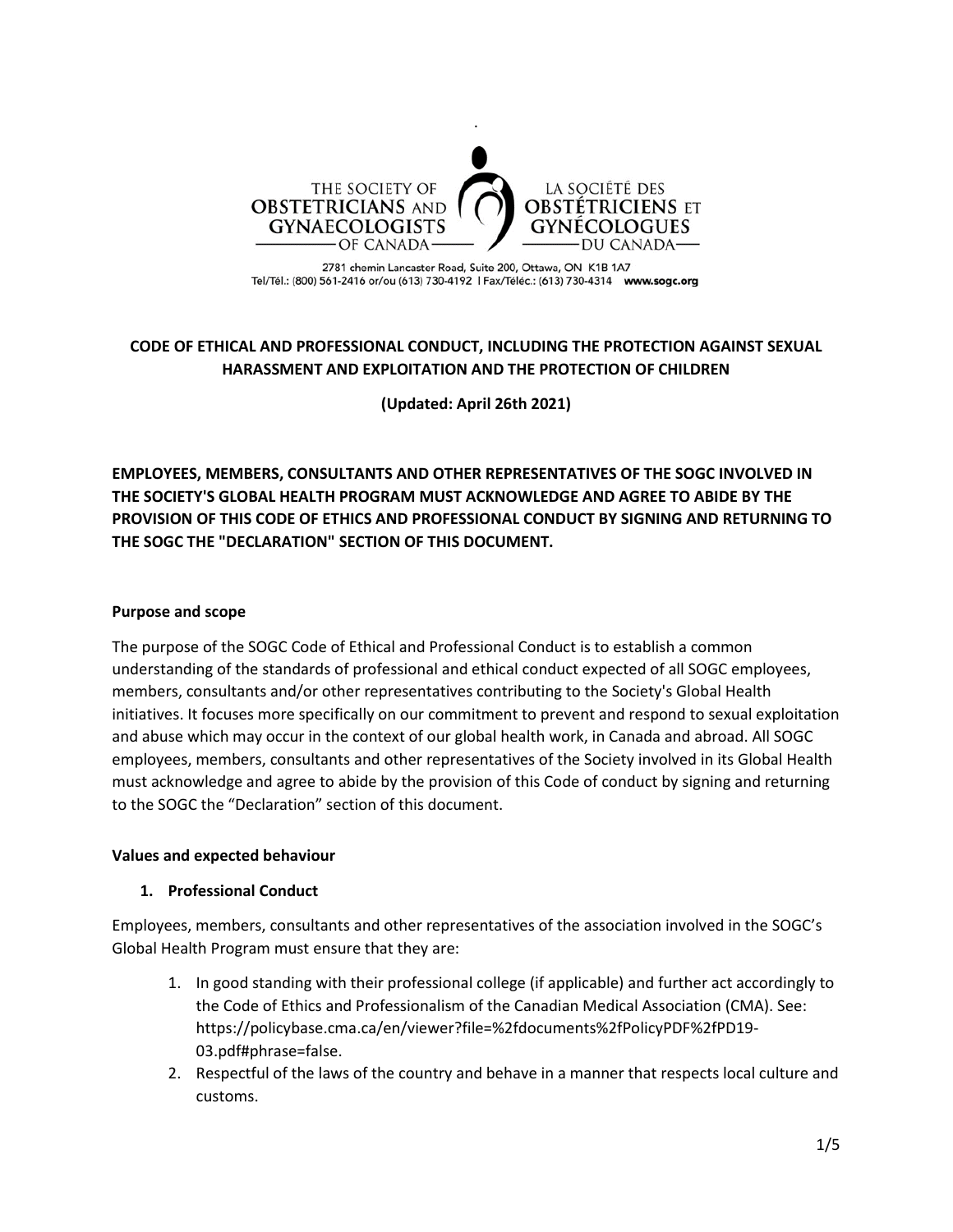THE SOCIETY OF **OBSTETRICIANS** AND **GYNAECOLOGISTS** OF CANADA

LA SOCIÉTÉ DES **OBSTÉTRICIENS** ET **GYNÉCOLOGUES** DU CANADA

2781 chemin Lancaster Road, Suite 200, Ottawa, ON K1B 1A7
Tel/Tél.: (800) 561-2416 or/ou (613) 730-4192 | Fax/Téléc.: (613) 730-4314 **www.sogc.org**

**CODE OF ETHICAL AND PROFESSIONAL CONDUCT, INCLUDING THE PROTECTION AGAINST SEXUAL HARASSMENT AND EXPLOITATION AND THE PROTECTION OF CHILDREN**

**(Updated: April 26th 2021)**

**EMPLOYEES, MEMBERS, CONSULTANTS AND OTHER REPRESENTATIVES OF THE SOGC INVOLVED IN THE SOCIETY'S GLOBAL HEALTH PROGRAM MUST ACKNOWLEDGE AND AGREE TO ABIDE BY THE PROVISION OF THIS CODE OF ETHICS AND PROFESSIONAL CONDUCT BY SIGNING AND RETURNING TO THE SOGC THE "DECLARATION" SECTION OF THIS DOCUMENT.**

**Purpose and scope**

The purpose of the SOGC Code of Ethical and Professional Conduct is to establish a common understanding of the standards of professional and ethical conduct expected of all SOGC employees, members, consultants and/or other representatives contributing to the Society's Global Health initiatives. It focuses more specifically on our commitment to prevent and respond to sexual exploitation and abuse which may occur in the context of our global health work, in Canada and abroad. All SOGC employees, members, consultants and other representatives of the Society involved in its Global Health must acknowledge and agree to abide by the provision of this Code of conduct by signing and returning to the SOGC the "Declaration" section of this document.

**Values and expected behaviour**

1. **Professional Conduct**

Employees, members, consultants and other representatives of the association involved in the SOGC's Global Health Program must ensure that they are:

1. In good standing with their professional college (if applicable) and further act accordingly to the Code of Ethics and Professionalism of the Canadian Medical Association (CMA). See: https://policybase.cma.ca/en/viewer?file=%2fdocuments%2fPolicyPDF%2fPD19-03.pdf#phrase=false.
2. Respectful of the laws of the country and behave in a manner that respects local culture and customs.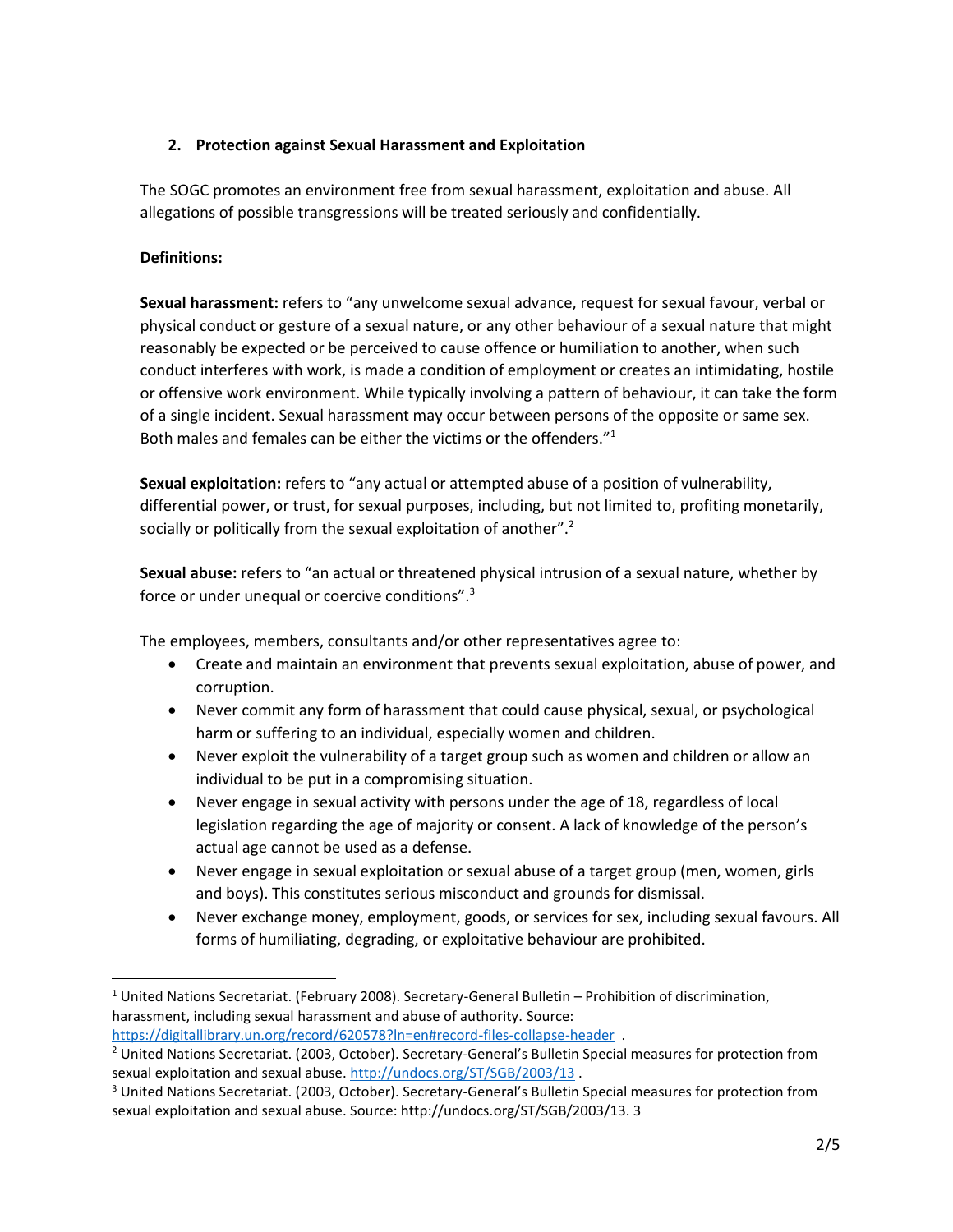## 2. Protection against Sexual Harassment and Exploitation

The SOGC promotes an environment free from sexual harassment, exploitation and abuse. All allegations of possible transgressions will be treated seriously and confidentially.

**Definitions:**

**Sexual harassment:** refers to "any unwelcome sexual advance, request for sexual favour, verbal or physical conduct or gesture of a sexual nature, or any other behaviour of a sexual nature that might reasonably be expected or be perceived to cause offence or humiliation to another, when such conduct interferes with work, is made a condition of employment or creates an intimidating, hostile or offensive work environment. While typically involving a pattern of behaviour, it can take the form of a single incident. Sexual harassment may occur between persons of the opposite or same sex. Both males and females can be either the victims or the offenders."[1]

**Sexual exploitation:** refers to "any actual or attempted abuse of a position of vulnerability, differential power, or trust, for sexual purposes, including, but not limited to, profiting monetarily, socially or politically from the sexual exploitation of another".[2]

**Sexual abuse:** refers to "an actual or threatened physical intrusion of a sexual nature, whether by force or under unequal or coercive conditions".[3]

The employees, members, consultants and/or other representatives agree to:

- Create and maintain an environment that prevents sexual exploitation, abuse of power, and corruption.
- Never commit any form of harassment that could cause physical, sexual, or psychological harm or suffering to an individual, especially women and children.
- Never exploit the vulnerability of a target group such as women and children or allow an individual to be put in a compromising situation.
- Never engage in sexual activity with persons under the age of 18, regardless of local legislation regarding the age of majority or consent. A lack of knowledge of the person's actual age cannot be used as a defense.
- Never engage in sexual exploitation or sexual abuse of a target group (men, women, girls and boys). This constitutes serious misconduct and grounds for dismissal.
- Never exchange money, employment, goods, or services for sex, including sexual favours. All forms of humiliating, degrading, or exploitative behaviour are prohibited.

---

[1] United Nations Secretariat. (February 2008). Secretary-General Bulletin – Prohibition of discrimination, harassment, including sexual harassment and abuse of authority. Source: https://digitallibrary.un.org/record/620578?ln=en#record-files-collapse-header .

[2] United Nations Secretariat. (2003, October). Secretary-General's Bulletin Special measures for protection from sexual exploitation and sexual abuse. http://undocs.org/ST/SGB/2003/13 .

[3] United Nations Secretariat. (2003, October). Secretary-General's Bulletin Special measures for protection from sexual exploitation and sexual abuse. Source: http://undocs.org/ST/SGB/2003/13. 3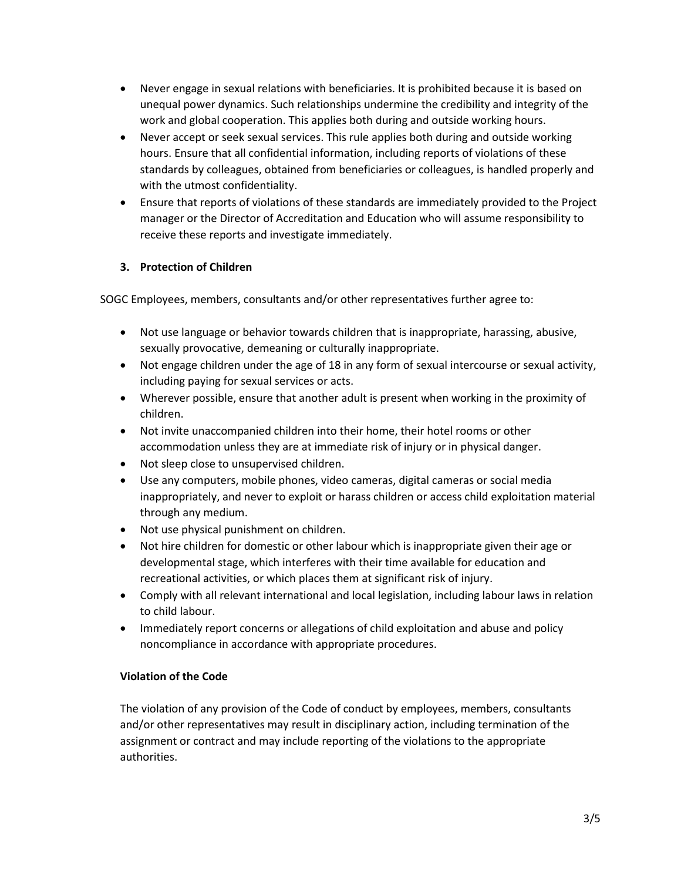- Never engage in sexual relations with beneficiaries. It is prohibited because it is based on unequal power dynamics. Such relationships undermine the credibility and integrity of the work and global cooperation. This applies both during and outside working hours.
- Never accept or seek sexual services. This rule applies both during and outside working hours. Ensure that all confidential information, including reports of violations of these standards by colleagues, obtained from beneficiaries or colleagues, is handled properly and with the utmost confidentiality.
- Ensure that reports of violations of these standards are immediately provided to the Project manager or the Director of Accreditation and Education who will assume responsibility to receive these reports and investigate immediately.

### 3. Protection of Children

SOGC Employees, members, consultants and/or other representatives further agree to:

- Not use language or behavior towards children that is inappropriate, harassing, abusive, sexually provocative, demeaning or culturally inappropriate.
- Not engage children under the age of 18 in any form of sexual intercourse or sexual activity, including paying for sexual services or acts.
- Wherever possible, ensure that another adult is present when working in the proximity of children.
- Not invite unaccompanied children into their home, their hotel rooms or other accommodation unless they are at immediate risk of injury or in physical danger.
- Not sleep close to unsupervised children.
- Use any computers, mobile phones, video cameras, digital cameras or social media inappropriately, and never to exploit or harass children or access child exploitation material through any medium.
- Not use physical punishment on children.
- Not hire children for domestic or other labour which is inappropriate given their age or developmental stage, which interferes with their time available for education and recreational activities, or which places them at significant risk of injury.
- Comply with all relevant international and local legislation, including labour laws in relation to child labour.
- Immediately report concerns or allegations of child exploitation and abuse and policy noncompliance in accordance with appropriate procedures.

### Violation of the Code

The violation of any provision of the Code of conduct by employees, members, consultants and/or other representatives may result in disciplinary action, including termination of the assignment or contract and may include reporting of the violations to the appropriate authorities.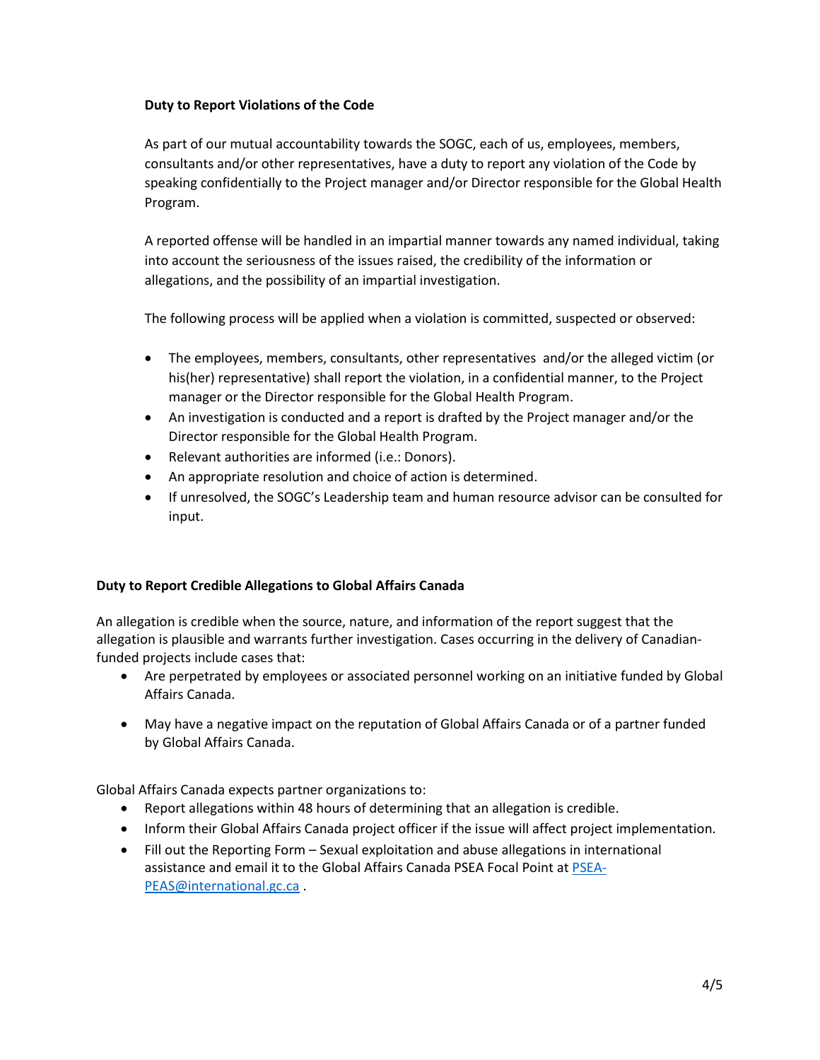### Duty to Report Violations of the Code

As part of our mutual accountability towards the SOGC, each of us, employees, members, consultants and/or other representatives, have a duty to report any violation of the Code by speaking confidentially to the Project manager and/or Director responsible for the Global Health Program.

A reported offense will be handled in an impartial manner towards any named individual, taking into account the seriousness of the issues raised, the credibility of the information or allegations, and the possibility of an impartial investigation.

The following process will be applied when a violation is committed, suspected or observed:

- The employees, members, consultants, other representatives and/or the alleged victim (or his(her) representative) shall report the violation, in a confidential manner, to the Project manager or the Director responsible for the Global Health Program.
- An investigation is conducted and a report is drafted by the Project manager and/or the Director responsible for the Global Health Program.
- Relevant authorities are informed (i.e.: Donors).
- An appropriate resolution and choice of action is determined.
- If unresolved, the SOGC's Leadership team and human resource advisor can be consulted for input.

### Duty to Report Credible Allegations to Global Affairs Canada

An allegation is credible when the source, nature, and information of the report suggest that the allegation is plausible and warrants further investigation. Cases occurring in the delivery of Canadian-funded projects include cases that:

- Are perpetrated by employees or associated personnel working on an initiative funded by Global Affairs Canada.
- May have a negative impact on the reputation of Global Affairs Canada or of a partner funded by Global Affairs Canada.

Global Affairs Canada expects partner organizations to:

- Report allegations within 48 hours of determining that an allegation is credible.
- Inform their Global Affairs Canada project officer if the issue will affect project implementation.
- Fill out the Reporting Form – Sexual exploitation and abuse allegations in international assistance and email it to the Global Affairs Canada PSEA Focal Point at PSEA-PEAS@international.gc.ca .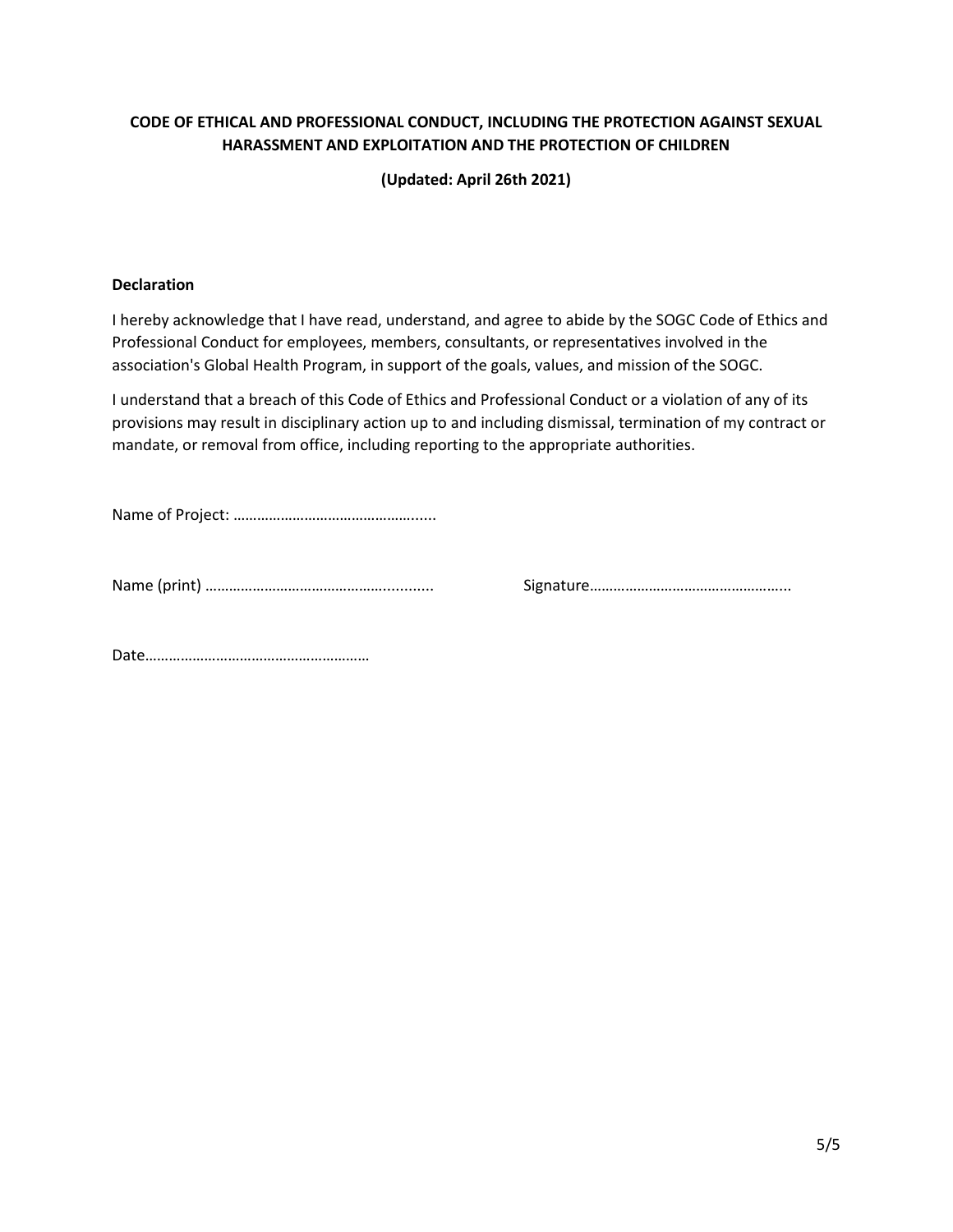**CODE OF ETHICAL AND PROFESSIONAL CONDUCT, INCLUDING THE PROTECTION AGAINST SEXUAL HARASSMENT AND EXPLOITATION AND THE PROTECTION OF CHILDREN**

**(Updated: April 26th 2021)**

**Declaration**

I hereby acknowledge that I have read, understand, and agree to abide by the SOGC Code of Ethics and Professional Conduct for employees, members, consultants, or representatives involved in the association's Global Health Program, in support of the goals, values, and mission of the SOGC.

I understand that a breach of this Code of Ethics and Professional Conduct or a violation of any of its provisions may result in disciplinary action up to and including dismissal, termination of my contract or mandate, or removal from office, including reporting to the appropriate authorities.

Name of Project: …………………………………………......

Name (print) …………………………………………...........

Signature…………………………………………...

Date…………………………………………………